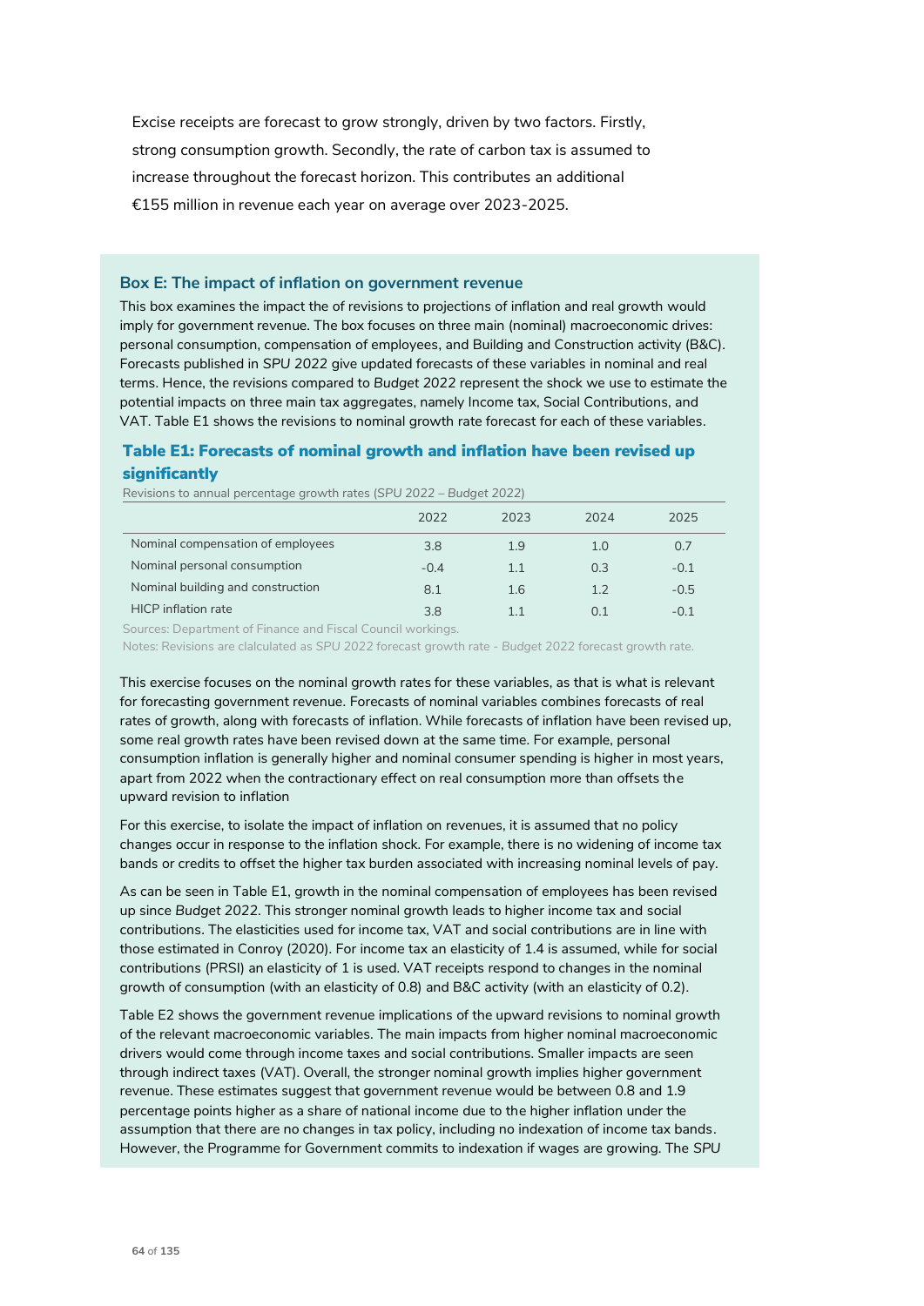Excise receipts are forecast to grow strongly, driven by two factors. Firstly, strong consumption growth. Secondly, the rate of carbon tax is assumed to increase throughout the forecast horizon. This contributes an additional €155 million in revenue each year on average over 2023-2025.

### Box E: The impact of inflation on government revenue

This box examines the impact the of revisions to projections of inflation and real growth would imply for government revenue. The box focuses on three main (nominal) macroeconomic drives: personal consumption, compensation of employees, and Building and Construction activity (B&C). Forecasts published in *SPU 2022* give updated forecasts of these variables in nominal and real terms. Hence, the revisions compared to *Budget 2022* represent the shock we use to estimate the potential impacts on three main tax aggregates, namely Income tax, Social Contributions, and VAT. Table E1 shows the revisions to nominal growth rate forecast for each of these variables.

**Table E1: Forecasts of nominal growth and inflation have been revised up significantly**

Revisions to annual percentage growth rates (SPU 2022 – *Budget 2022*)

| | 2022 | 2023 | 2024 | 2025 |
|---|---|---|---|---|
| Nominal compensation of employees | 3.8 | 1.9 | 1.0 | 0.7 |
| Nominal personal consumption | -0.4 | 1.1 | 0.3 | -0.1 |
| Nominal building and construction | 8.1 | 1.6 | 1.2 | -0.5 |
| HICP inflation rate | 3.8 | 1.1 | 0.1 | -0.1 |

Sources: Department of Finance and Fiscal Council workings.

Notes: Revisions are claculated as *SPU 2022* forecast growth rate - *Budget 2022* forecast growth rate.

This exercise focuses on the nominal growth rates for these variables, as that is what is relevant for forecasting government revenue. Forecasts of nominal variables combines forecasts of real rates of growth, along with forecasts of inflation. While forecasts of inflation have been revised up, some real growth rates have been revised down at the same time. For example, personal consumption inflation is generally higher and nominal consumer spending is higher in most years, apart from 2022 when the contractionary effect on real consumption more than offsets the upward revision to inflation

For this exercise, to isolate the impact of inflation on revenues, it is assumed that no policy changes occur in response to the inflation shock. For example, there is no widening of income tax bands or credits to offset the higher tax burden associated with increasing nominal levels of pay.

As can be seen in Table E1, growth in the nominal compensation of employees has been revised up since *Budget* 2022. This stronger nominal growth leads to higher income tax and social contributions. The elasticities used for income tax, VAT and social contributions are in line with those estimated in Conroy (2020). For income tax an elasticity of 1.4 is assumed, while for social contributions (PRSI) an elasticity of 1 is used. VAT receipts respond to changes in the nominal growth of consumption (with an elasticity of 0.8) and B&C activity (with an elasticity of 0.2).

Table E2 shows the government revenue implications of the upward revisions to nominal growth of the relevant macroeconomic variables. The main impacts from higher nominal macroeconomic drivers would come through income taxes and social contributions. Smaller impacts are seen through indirect taxes (VAT). Overall, the stronger nominal growth implies higher government revenue. These estimates suggest that government revenue would be between 0.8 and 1.9 percentage points higher as a share of national income due to the higher inflation under the assumption that there are no changes in tax policy, including no indexation of income tax bands. However, the Programme for Government commits to indexation if wages are growing. The *SPU*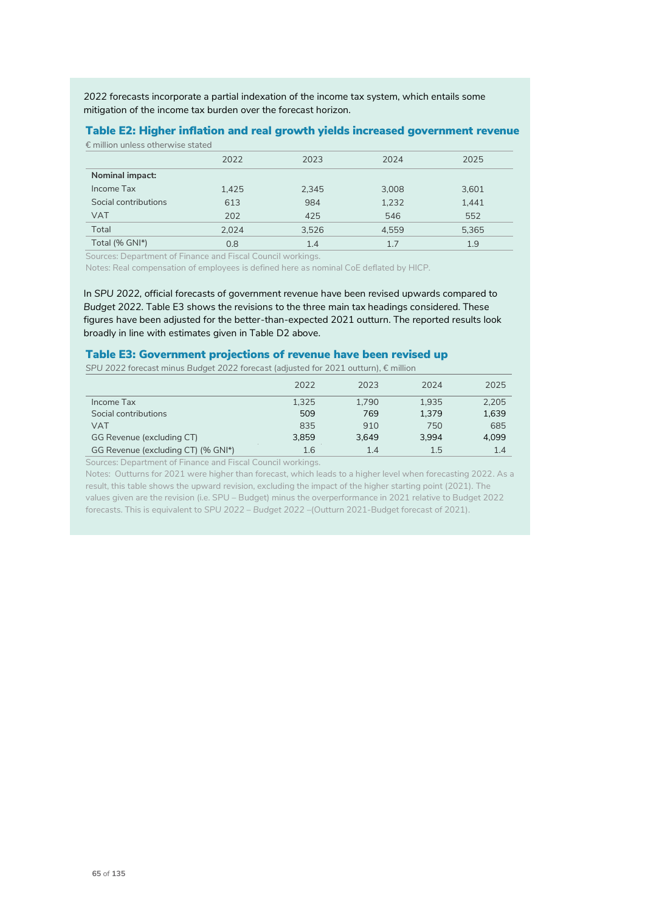2022 forecasts incorporate a partial indexation of the income tax system, which entails some mitigation of the income tax burden over the forecast horizon.

### Table E2: Higher inflation and real growth yields increased government revenue

€ million unless otherwise stated

| | 2022 | 2023 | 2024 | 2025 |
|---|---|---|---|---|
| **Nominal impact:** | | | | |
| Income Tax | 1,425 | 2,345 | 3,008 | 3,601 |
| Social contributions | 613 | 984 | 1,232 | 1,441 |
| VAT | 202 | 425 | 546 | 552 |
| Total | 2,024 | 3,526 | 4,559 | 5,365 |
| Total (% GNI*) | 0.8 | 1.4 | 1.7 | 1.9 |

Sources: Department of Finance and Fiscal Council workings.

Notes: Real compensation of employees is defined here as nominal CoE deflated by HICP.

In *SPU 2022*, official forecasts of government revenue have been revised upwards compared to *Budget* 2022. Table E3 shows the revisions to the three main tax headings considered. These figures have been adjusted for the better-than-expected 2021 outturn. The reported results look broadly in line with estimates given in Table D2 above.

### Table E3: Government projections of revenue have been revised up

*SPU 2022* forecast minus *Budget 2022* forecast (adjusted for 2021 outturn), € million

| | 2022 | 2023 | 2024 | 2025 |
|---|---|---|---|---|
| Income Tax | 1,325 | 1,790 | 1,935 | 2,205 |
| Social contributions | 509 | 769 | 1,379 | 1,639 |
| VAT | 835 | 910 | 750 | 685 |
| GG Revenue (excluding CT) | 3,859 | 3,649 | 3,994 | 4,099 |
| GG Revenue (excluding CT) (% GNI*) | 1.6 | 1.4 | 1.5 | 1.4 |

Sources: Department of Finance and Fiscal Council workings.

Notes: Outturns for 2021 were higher than forecast, which leads to a higher level when forecasting 2022. As a result, this table shows the upward revision, excluding the impact of the higher starting point (2021). The values given are the revision (i.e. SPU – Budget) minus the overperformance in 2021 relative to Budget 2022 forecasts. This is equivalent to SPU 2022 – *Budget* 2022 –(Outturn 2021-Budget forecast of 2021).